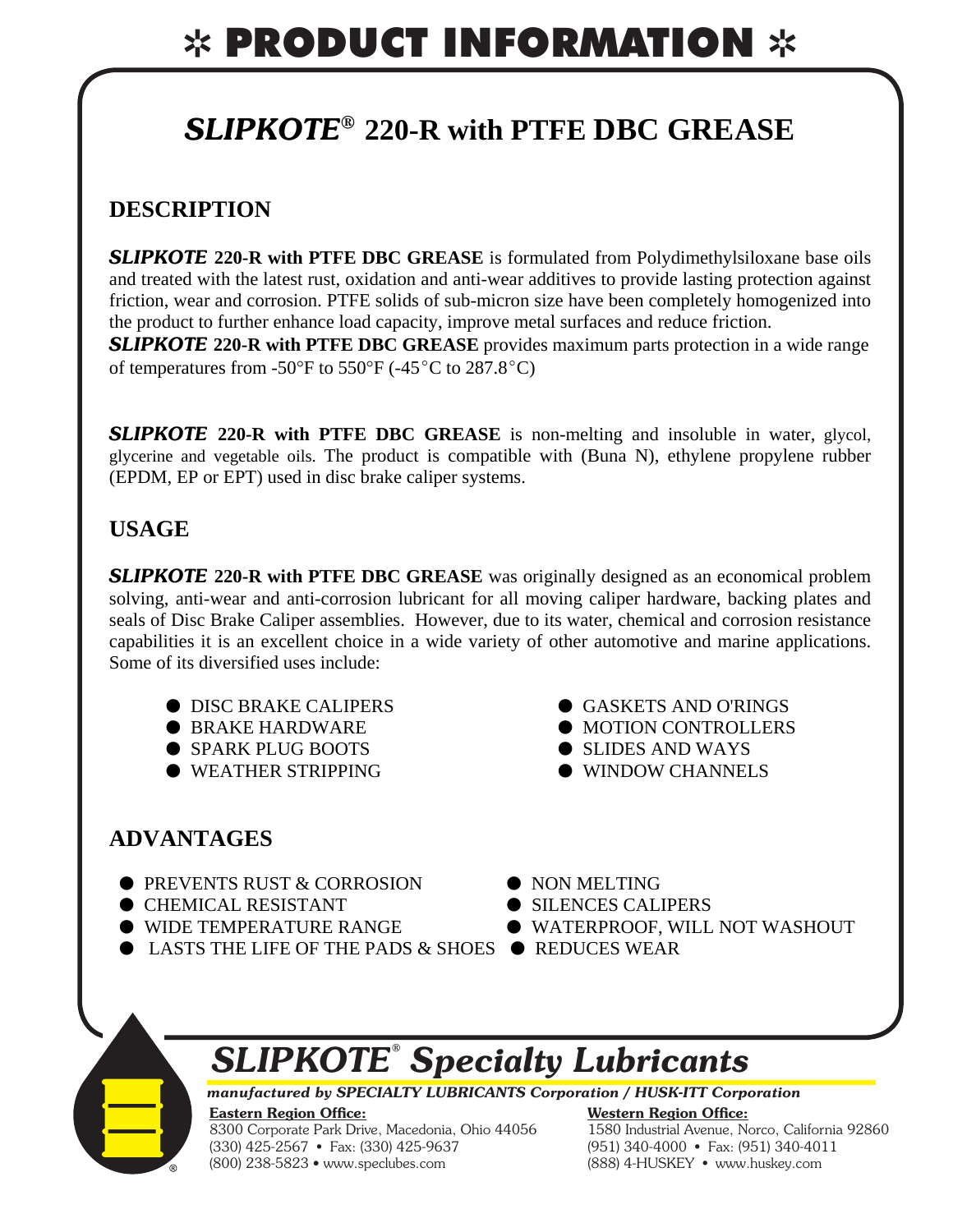# ✲ PRODUCT INFORMATION ✲

## *SLIPKOTE®* 220-R with PTFE DBC GREASE

### DESCRIPTION

***SLIPKOTE* 220-R with PTFE DBC GREASE** is formulated from Polydimethylsiloxane base oils and treated with the latest rust, oxidation and anti-wear additives to provide lasting protection against friction, wear and corrosion. PTFE solids of sub-micron size have been completely homogenized into the product to further enhance load capacity, improve metal surfaces and reduce friction.
***SLIPKOTE* 220-R with PTFE DBC GREASE** provides maximum parts protection in a wide range of temperatures from -50°F to 550°F (-45°C to 287.8°C)

***SLIPKOTE* 220-R with PTFE DBC GREASE** is non-melting and insoluble in water, glycol, glycerine and vegetable oils. The product is compatible with (Buna N), ethylene propylene rubber (EPDM, EP or EPT) used in disc brake caliper systems.

### USAGE

***SLIPKOTE* 220-R with PTFE DBC GREASE** was originally designed as an economical problem solving, anti-wear and anti-corrosion lubricant for all moving caliper hardware, backing plates and seals of Disc Brake Caliper assemblies. However, due to its water, chemical and corrosion resistance capabilities it is an excellent choice in a wide variety of other automotive and marine applications. Some of its diversified uses include:

- DISC BRAKE CALIPERS
- BRAKE HARDWARE
- SPARK PLUG BOOTS
- WEATHER STRIPPING
- GASKETS AND O'RINGS
- MOTION CONTROLLERS
- SLIDES AND WAYS
- WINDOW CHANNELS

### ADVANTAGES

- PREVENTS RUST & CORROSION
- CHEMICAL RESISTANT
- WIDE TEMPERATURE RANGE
- LASTS THE LIFE OF THE PADS & SHOES
- NON MELTING
- SILENCES CALIPERS
- WATERPROOF, WILL NOT WASHOUT
- REDUCES WEAR

## *SLIPKOTE® Specialty Lubricants*

*manufactured by SPECIALTY LUBRICANTS Corporation / HUSK-ITT Corporation*

**Eastern Region Office:**
8300 Corporate Park Drive, Macedonia, Ohio 44056
(330) 425-2567 • Fax: (330) 425-9637
(800) 238-5823 • www.speclubes.com

**Western Region Office:**
1580 Industrial Avenue, Norco, California 92860
(951) 340-4000 • Fax: (951) 340-4011
(888) 4-HUSKEY • www.huskey.com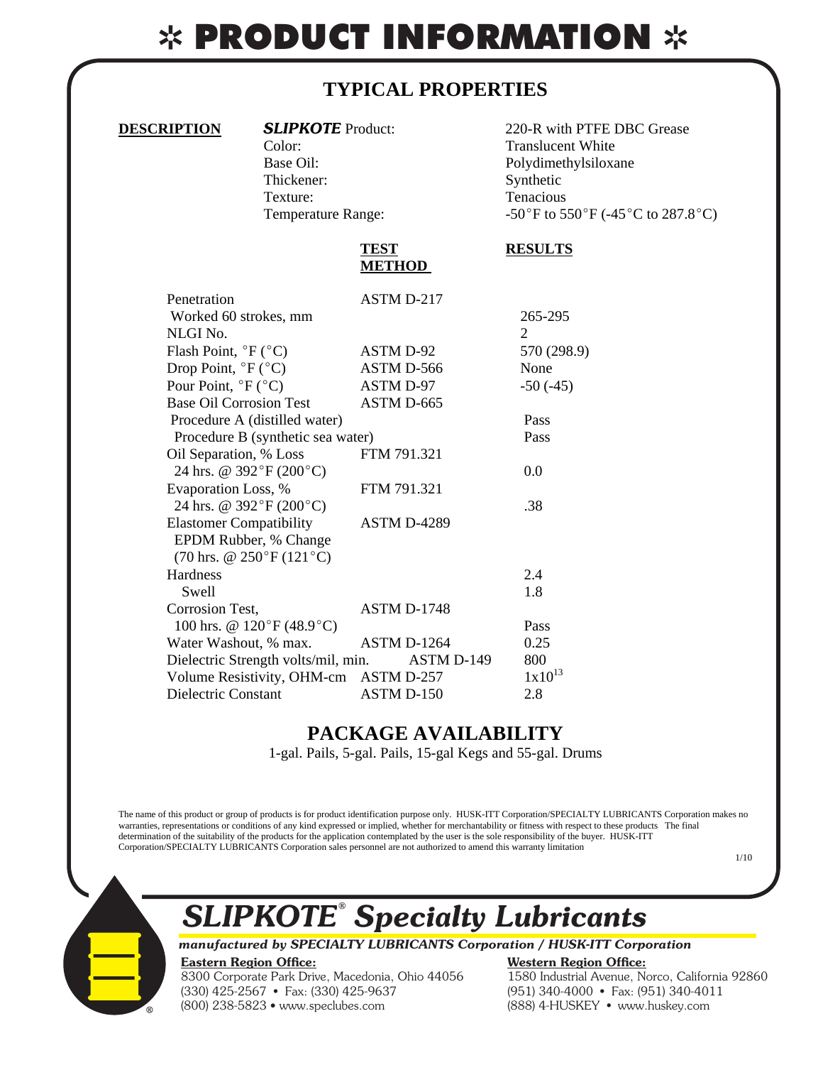# ✲ PRODUCT INFORMATION ✲

## TYPICAL PROPERTIES

**DESCRIPTION**

| | |
|---|---|
| ***SLIPKOTE*** Product: | 220-R with PTFE DBC Grease |
| Color: | Translucent White |
| Base Oil: | Polydimethylsiloxane |
| Thickener: | Synthetic |
| Texture: | Tenacious |
| Temperature Range: | -50°F to 550°F (-45°C to 287.8°C) |

| | **TEST METHOD** | **RESULTS** |
|---|---|---|
| Penetration | ASTM D-217 | |
| Worked 60 strokes, mm | | 265-295 |
| NLGI No. | | 2 |
| Flash Point, °F (°C) | ASTM D-92 | 570 (298.9) |
| Drop Point, °F (°C) | ASTM D-566 | None |
| Pour Point, °F (°C) | ASTM D-97 | -50 (-45) |
| Base Oil Corrosion Test | ASTM D-665 | |
| Procedure A (distilled water) | | Pass |
| Procedure B (synthetic sea water) | | Pass |
| Oil Separation, % Loss | FTM 791.321 | |
| 24 hrs. @ 392°F (200°C) | | 0.0 |
| Evaporation Loss, % | FTM 791.321 | |
| 24 hrs. @ 392°F (200°C) | | .38 |
| Elastomer Compatibility EPDM Rubber, % Change (70 hrs. @ 250°F (121°C) | ASTM D-4289 | |
| Hardness | | 2.4 |
| Swell | | 1.8 |
| Corrosion Test, | ASTM D-1748 | |
| 100 hrs. @ 120°F (48.9°C) | | Pass |
| Water Washout, % max. | ASTM D-1264 | 0.25 |
| Dielectric Strength volts/mil, min. | ASTM D-149 | 800 |
| Volume Resistivity, OHM-cm | ASTM D-257 | $1x10^{13}$ |
| Dielectric Constant | ASTM D-150 | 2.8 |

## PACKAGE AVAILABILITY

1-gal. Pails, 5-gal. Pails, 15-gal Kegs and 55-gal. Drums

The name of this product or group of products is for product identification purpose only. HUSK-ITT Corporation/SPECIALTY LUBRICANTS Corporation makes no warranties, representations or conditions of any kind expressed or implied, whether for merchantability or fitness with respect to these products The final determination of the suitability of the products for the application contemplated by the user is the sole responsibility of the buyer. HUSK-ITT Corporation/SPECIALTY LUBRICANTS Corporation sales personnel are not authorized to amend this warranty limitation

1/10

# *SLIPKOTE® Specialty Lubricants*

***manufactured by SPECIALTY LUBRICANTS Corporation / HUSK-ITT Corporation***

**Eastern Region Office:**
8300 Corporate Park Drive, Macedonia, Ohio 44056
(330) 425-2567 • Fax: (330) 425-9637
(800) 238-5823 • www.speclubes.com

**Western Region Office:**
1580 Industrial Avenue, Norco, California 92860
(951) 340-4000 • Fax: (951) 340-4011
(888) 4-HUSKEY • www.huskey.com